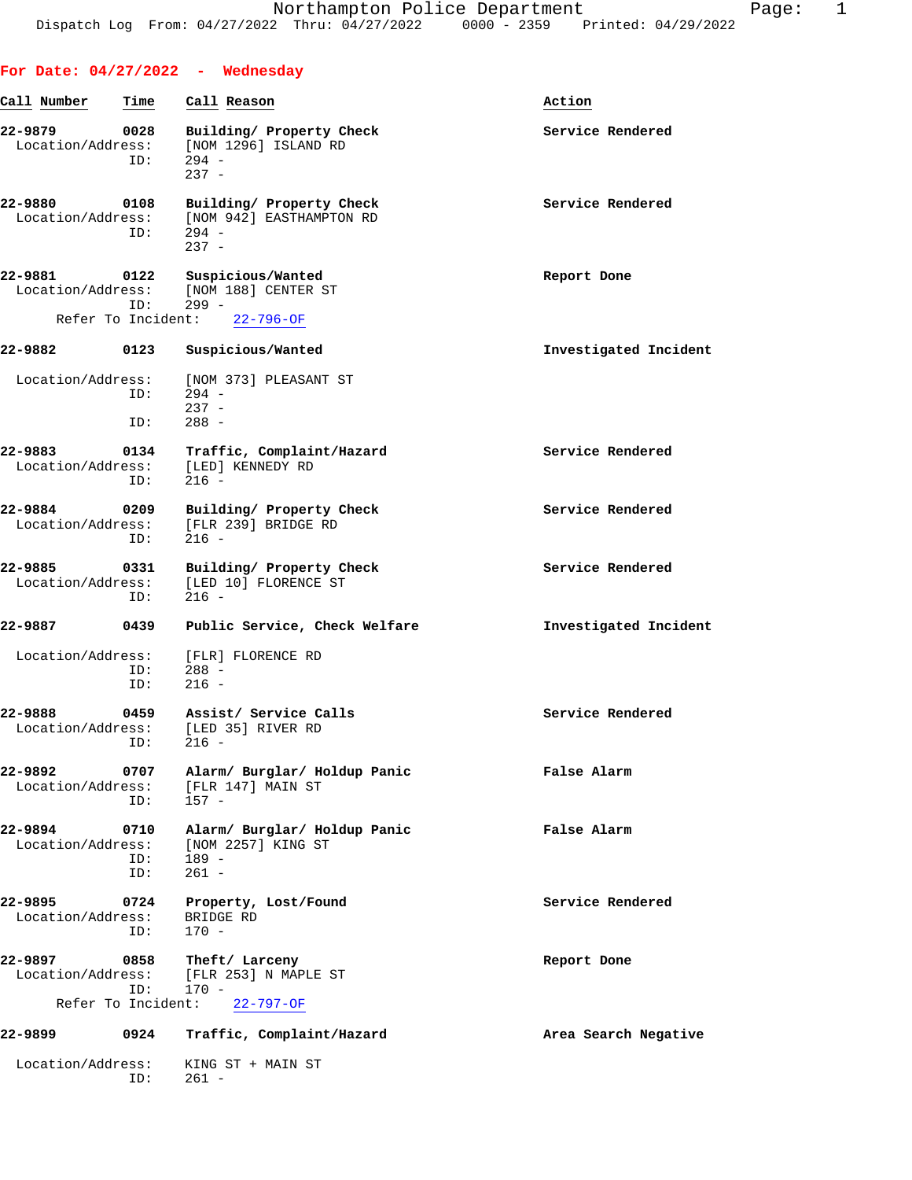Northampton Police Department
Dispatch Log From: 04/27/2022 Thru: 04/27/2022 0000 - 2359 Printed: 04/29/2022

## For Date: 04/27/2022 - Wednesday

| Call Number | Time | Call Reason | Action |
|---|---|---|---|
| 22-9879 | 0028 | Building/ Property Check | Service Rendered |
| | | Location/Address: [NOM 1296] ISLAND RD | |
| | | ID: 294 - | |
| | | 237 - | |
| 22-9880 | 0108 | Building/ Property Check | Service Rendered |
| | | Location/Address: [NOM 942] EASTHAMPTON RD | |
| | | ID: 294 - | |
| | | 237 - | |
| 22-9881 | 0122 | Suspicious/Wanted | Report Done |
| | | Location/Address: [NOM 188] CENTER ST | |
| | | ID: 299 - | |
| | | Refer To Incident: 22-796-OF | |
| 22-9882 | 0123 | Suspicious/Wanted | Investigated Incident |
| | | Location/Address: [NOM 373] PLEASANT ST | |
| | | ID: 294 - | |
| | | 237 - | |
| | | ID: 288 - | |
| 22-9883 | 0134 | Traffic, Complaint/Hazard | Service Rendered |
| | | Location/Address: [LED] KENNEDY RD | |
| | | ID: 216 - | |
| 22-9884 | 0209 | Building/ Property Check | Service Rendered |
| | | Location/Address: [FLR 239] BRIDGE RD | |
| | | ID: 216 - | |
| 22-9885 | 0331 | Building/ Property Check | Service Rendered |
| | | Location/Address: [LED 10] FLORENCE ST | |
| | | ID: 216 - | |
| 22-9887 | 0439 | Public Service, Check Welfare | Investigated Incident |
| | | Location/Address: [FLR] FLORENCE RD | |
| | | ID: 288 - | |
| | | ID: 216 - | |
| 22-9888 | 0459 | Assist/ Service Calls | Service Rendered |
| | | Location/Address: [LED 35] RIVER RD | |
| | | ID: 216 - | |
| 22-9892 | 0707 | Alarm/ Burglar/ Holdup Panic | False Alarm |
| | | Location/Address: [FLR 147] MAIN ST | |
| | | ID: 157 - | |
| 22-9894 | 0710 | Alarm/ Burglar/ Holdup Panic | False Alarm |
| | | Location/Address: [NOM 2257] KING ST | |
| | | ID: 189 - | |
| | | ID: 261 - | |
| 22-9895 | 0724 | Property, Lost/Found | Service Rendered |
| | | Location/Address: BRIDGE RD | |
| | | ID: 170 - | |
| 22-9897 | 0858 | Theft/ Larceny | Report Done |
| | | Location/Address: [FLR 253] N MAPLE ST | |
| | | ID: 170 - | |
| | | Refer To Incident: 22-797-OF | |
| 22-9899 | 0924 | Traffic, Complaint/Hazard | Area Search Negative |
| | | Location/Address: KING ST + MAIN ST | |
| | | ID: 261 - | |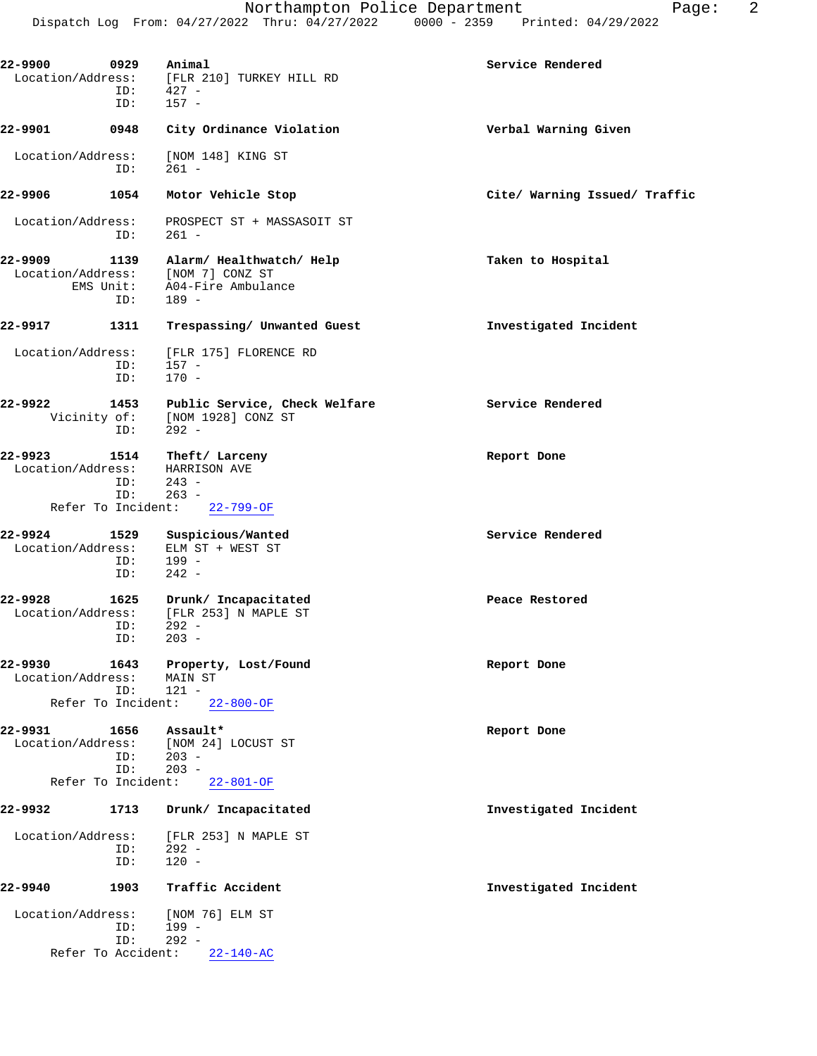22-9900 0929 Animal Service Rendered
Location/Address: [FLR 210] TURKEY HILL RD
ID: 427 -
ID: 157 -

22-9901 0948 City Ordinance Violation Verbal Warning Given
Location/Address: [NOM 148] KING ST
ID: 261 -

22-9906 1054 Motor Vehicle Stop Cite/ Warning Issued/ Traffic
Location/Address: PROSPECT ST + MASSASOIT ST
ID: 261 -

22-9909 1139 Alarm/ Healthwatch/ Help Taken to Hospital
Location/Address: [NOM 7] CONZ ST
EMS Unit: A04-Fire Ambulance
ID: 189 -

22-9917 1311 Trespassing/ Unwanted Guest Investigated Incident
Location/Address: [FLR 175] FLORENCE RD
ID: 157 -
ID: 170 -

22-9922 1453 Public Service, Check Welfare Service Rendered
Vicinity of: [NOM 1928] CONZ ST
ID: 292 -

22-9923 1514 Theft/ Larceny Report Done
Location/Address: HARRISON AVE
ID: 243 -
ID: 263 -
Refer To Incident: 22-799-OF

22-9924 1529 Suspicious/Wanted Service Rendered
Location/Address: ELM ST + WEST ST
ID: 199 -
ID: 242 -

22-9928 1625 Drunk/ Incapacitated Peace Restored
Location/Address: [FLR 253] N MAPLE ST
ID: 292 -
ID: 203 -

22-9930 1643 Property, Lost/Found Report Done
Location/Address: MAIN ST
ID: 121 -
Refer To Incident: 22-800-OF

22-9931 1656 Assault* Report Done
Location/Address: [NOM 24] LOCUST ST
ID: 203 -
ID: 203 -
Refer To Incident: 22-801-OF

22-9932 1713 Drunk/ Incapacitated Investigated Incident
Location/Address: [FLR 253] N MAPLE ST
ID: 292 -
ID: 120 -

22-9940 1903 Traffic Accident Investigated Incident
Location/Address: [NOM 76] ELM ST
ID: 199 -
ID: 292 -
Refer To Accident: 22-140-AC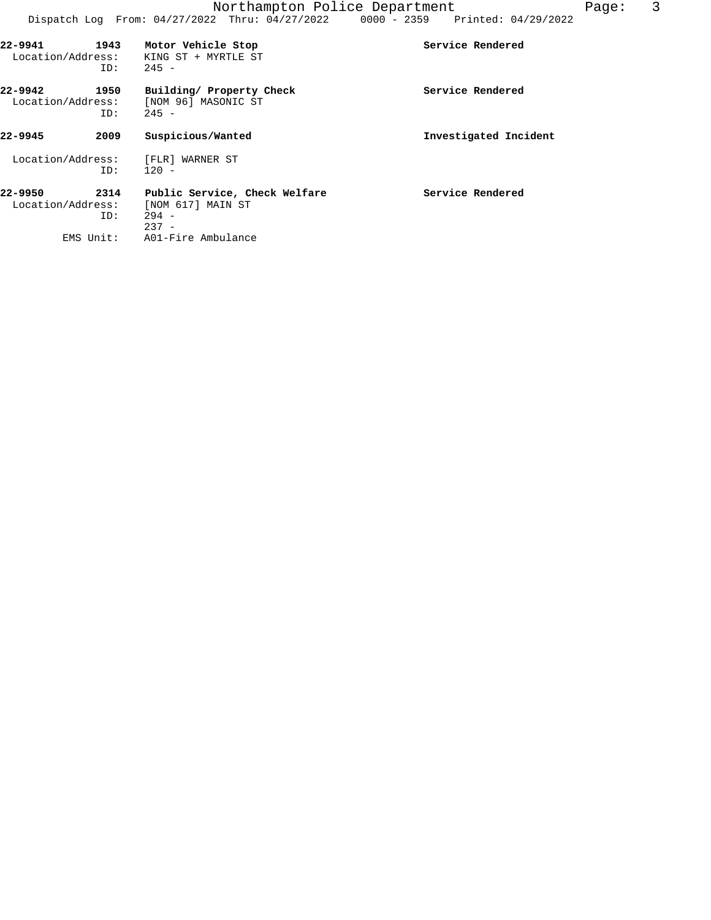**22-9941 1943 Motor Vehicle Stop Service Rendered**

Location/Address: KING ST + MYRTLE ST
ID: 245 -

**22-9942 1950 Building/ Property Check Service Rendered**

Location/Address: [NOM 96] MASONIC ST
ID: 245 -

**22-9945 2009 Suspicious/Wanted Investigated Incident**

Location/Address: [FLR] WARNER ST
ID: 120 -

**22-9950 2314 Public Service, Check Welfare Service Rendered**

Location/Address: [NOM 617] MAIN ST
ID: 294 -
237 -
EMS Unit: A01-Fire Ambulance